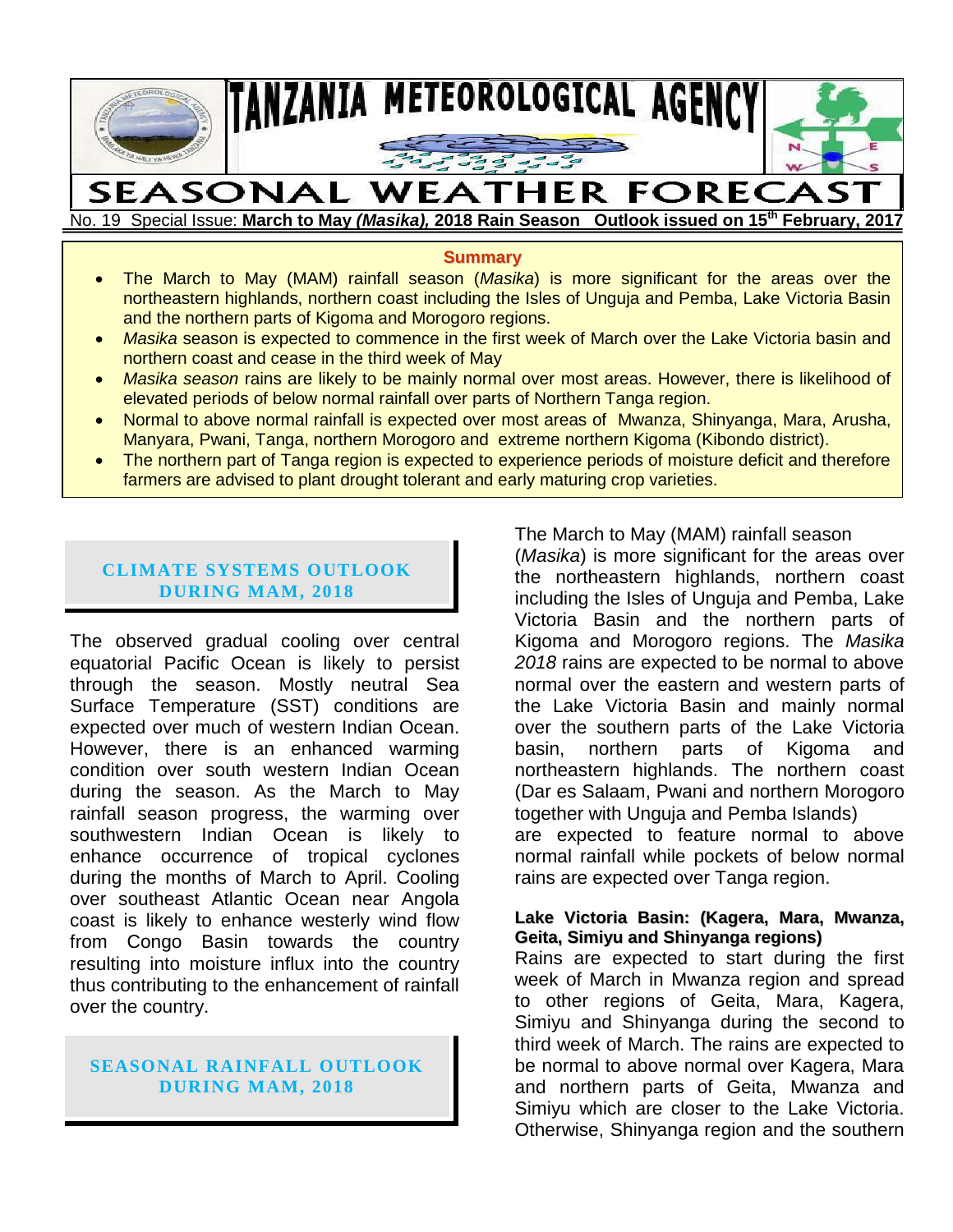# TANZANIA METEOROLOGICAL AGENCY

# SEASONAL WEATHER FORECAST

No. 19 Special Issue: **March to May *(Masika)*, 2018 Rain Season Outlook issued on 15th February, 2017**

## Summary

- The March to May (MAM) rainfall season (*Masika*) is more significant for the areas over the northeastern highlands, northern coast including the Isles of Unguja and Pemba, Lake Victoria Basin and the northern parts of Kigoma and Morogoro regions.
- *Masika* season is expected to commence in the first week of March over the Lake Victoria basin and northern coast and cease in the third week of May
- *Masika season* rains are likely to be mainly normal over most areas. However, there is likelihood of elevated periods of below normal rainfall over parts of Northern Tanga region.
- Normal to above normal rainfall is expected over most areas of Mwanza, Shinyanga, Mara, Arusha, Manyara, Pwani, Tanga, northern Morogoro and extreme northern Kigoma (Kibondo district).
- The northern part of Tanga region is expected to experience periods of moisture deficit and therefore farmers are advised to plant drought tolerant and early maturing crop varieties.

## CLIMATE SYSTEMS OUTLOOK DURING MAM, 2018

The observed gradual cooling over central equatorial Pacific Ocean is likely to persist through the season. Mostly neutral Sea Surface Temperature (SST) conditions are expected over much of western Indian Ocean. However, there is an enhanced warming condition over south western Indian Ocean during the season. As the March to May rainfall season progress, the warming over southwestern Indian Ocean is likely to enhance occurrence of tropical cyclones during the months of March to April. Cooling over southeast Atlantic Ocean near Angola coast is likely to enhance westerly wind flow from Congo Basin towards the country resulting into moisture influx into the country thus contributing to the enhancement of rainfall over the country.

## SEASONAL RAINFALL OUTLOOK DURING MAM, 2018

The March to May (MAM) rainfall season (*Masika*) is more significant for the areas over the northeastern highlands, northern coast including the Isles of Unguja and Pemba, Lake Victoria Basin and the northern parts of Kigoma and Morogoro regions. The *Masika 2018* rains are expected to be normal to above normal over the eastern and western parts of the Lake Victoria Basin and mainly normal over the southern parts of the Lake Victoria basin, northern parts of Kigoma and northeastern highlands. The northern coast (Dar es Salaam, Pwani and northern Morogoro together with Unguja and Pemba Islands) are expected to feature normal to above normal rainfall while pockets of below normal rains are expected over Tanga region.

**Lake Victoria Basin: (Kagera, Mara, Mwanza, Geita, Simiyu and Shinyanga regions)**

Rains are expected to start during the first week of March in Mwanza region and spread to other regions of Geita, Mara, Kagera, Simiyu and Shinyanga during the second to third week of March. The rains are expected to be normal to above normal over Kagera, Mara and northern parts of Geita, Mwanza and Simiyu which are closer to the Lake Victoria. Otherwise, Shinyanga region and the southern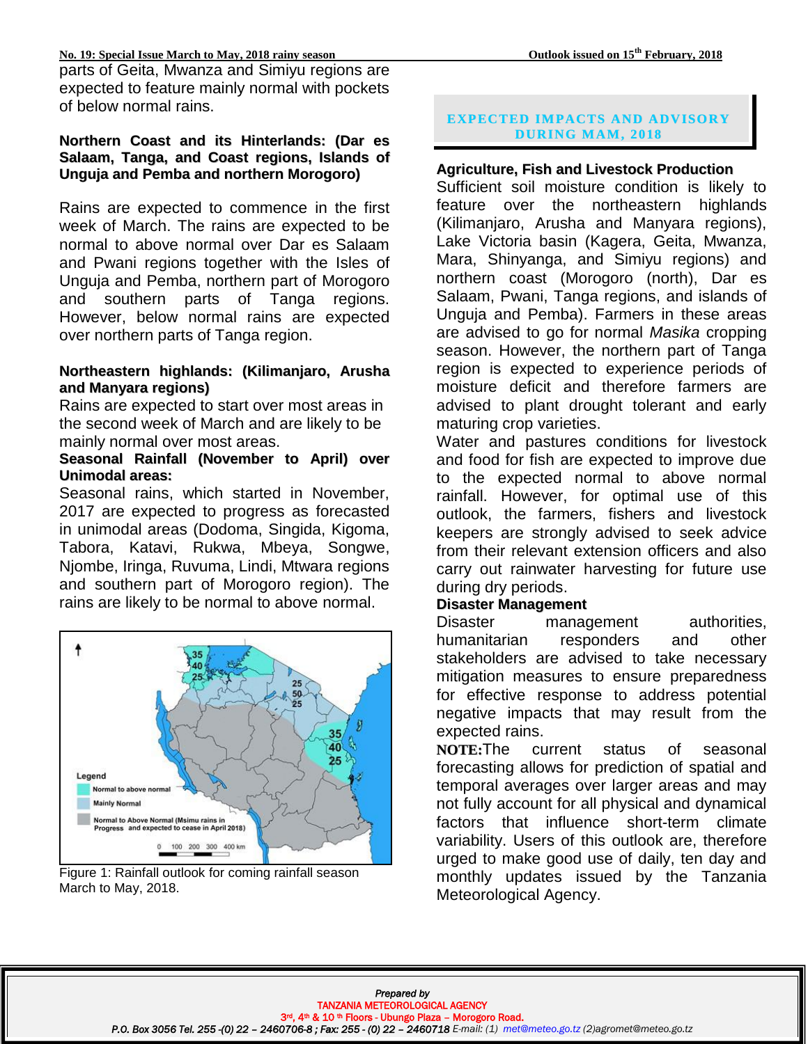parts of Geita, Mwanza and Simiyu regions are expected to feature mainly normal with pockets of below normal rains.

**Northern Coast and its Hinterlands: (Dar es Salaam, Tanga, and Coast regions, Islands of Unguja and Pemba and northern Morogoro)**

Rains are expected to commence in the first week of March. The rains are expected to be normal to above normal over Dar es Salaam and Pwani regions together with the Isles of Unguja and Pemba, northern part of Morogoro and southern parts of Tanga regions. However, below normal rains are expected over northern parts of Tanga region.

**Northeastern highlands: (Kilimanjaro, Arusha and Manyara regions)**

Rains are expected to start over most areas in the second week of March and are likely to be mainly normal over most areas.

**Seasonal Rainfall (November to April) over Unimodal areas:**

Seasonal rains, which started in November, 2017 are forecasted to progress as forecasted in unimodal areas (Dodoma, Singida, Kigoma, Tabora, Katavi, Rukwa, Mbeya, Songwe, Njombe, Iringa, Ruvuma, Lindi, Mtwara regions and southern part of Morogoro region). The rains are likely to be normal to above normal.

35
40
25

25
50
25

35
40
25

Legend

Normal to above normal

Mainly Normal

Normal to Above Normal (Msimu rains in Progress and expected to cease in April 2018)

0 100 200 300 400 km

Figure 1: Rainfall outlook for coming rainfall season March to May, 2018.

## EXPECTED IMPACTS AND ADVISORY DURING MAM, 2018

**Agriculture, Fish and Livestock Production**

Sufficient soil moisture condition is likely to feature over the northeastern highlands (Kilimanjaro, Arusha and Manyara regions), Lake Victoria basin (Kagera, Geita, Mwanza, Mara, Shinyanga, and Simiyu regions) and northern coast (Morogoro (north), Dar es Salaam, Pwani, Tanga regions, and islands of Unguja and Pemba). Farmers in these areas are advised to go for normal *Masika* cropping season. However, the northern part of Tanga region is expected to experience periods of moisture deficit and therefore farmers are advised to plant drought tolerant and early maturing crop varieties.

Water and pastures conditions for livestock and food for fish are expected to improve due to the expected normal to above normal rainfall. However, for optimal use of this outlook, the farmers, fishers and livestock keepers are strongly advised to seek advice from their relevant extension officers and also carry out rainwater harvesting for future use during dry periods.

**Disaster Management**

Disaster management authorities, humanitarian responders and other stakeholders are advised to take necessary mitigation measures to ensure preparedness for effective response to address potential negative impacts that may result from the expected rains.

**NOTE:** The current status of seasonal forecasting allows for prediction of spatial and temporal averages over larger areas and may not fully account for all physical and dynamical factors that influence short-term climate variability. Users of this outlook are, therefore urged to make good use of daily, ten day and monthly updates issued by the Tanzania Meteorological Agency.

*Prepared by*

TANZANIA METEOROLOGICAL AGENCY

3rd, 4th & 10th Floors - Ubungo Plaza – Morogoro Road.

*P.O. Box 3056 Tel. 255 -(0) 22 – 2460706-8 ; Fax: 255 - (0) 22 – 2460718 E-mail: (1) met@meteo.go.tz (2)agromet@meteo.go.tz*